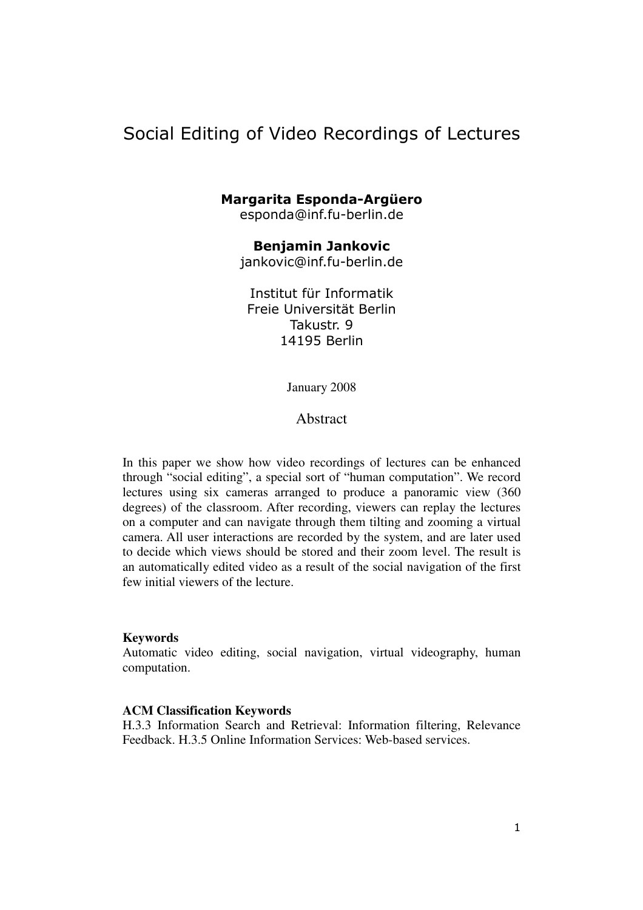# Social Editing of Video Recordings of Lectures

**Margarita Esponda-Argüero**
esponda@inf.fu-berlin.de

**Benjamin Jankovic**
jankovic@inf.fu-berlin.de

Institut für Informatik
Freie Universität Berlin
Takustr. 9
14195 Berlin

January 2008

## Abstract

In this paper we show how video recordings of lectures can be enhanced through "social editing", a special sort of "human computation". We record lectures using six cameras arranged to produce a panoramic view (360 degrees) of the classroom. After recording, viewers can replay the lectures on a computer and can navigate through them tilting and zooming a virtual camera. All user interactions are recorded by the system, and are later used to decide which views should be stored and their zoom level. The result is an automatically edited video as a result of the social navigation of the first few initial viewers of the lecture.

**Keywords**
Automatic video editing, social navigation, virtual videography, human computation.

**ACM Classification Keywords**
H.3.3 Information Search and Retrieval: Information filtering, Relevance Feedback. H.3.5 Online Information Services: Web-based services.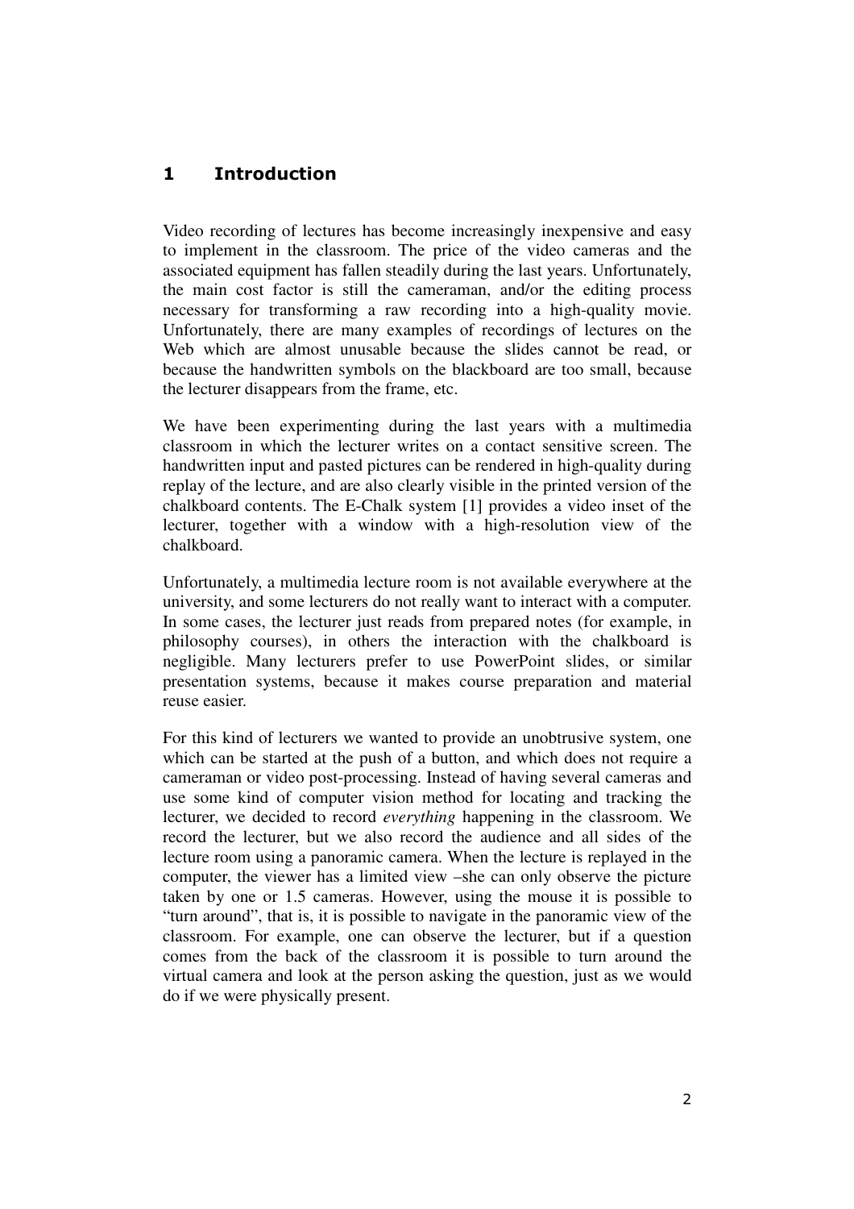# 1 Introduction

Video recording of lectures has become increasingly inexpensive and easy to implement in the classroom. The price of the video cameras and the associated equipment has fallen steadily during the last years. Unfortunately, the main cost factor is still the cameraman, and/or the editing process necessary for transforming a raw recording into a high-quality movie. Unfortunately, there are many examples of recordings of lectures on the Web which are almost unusable because the slides cannot be read, or because the handwritten symbols on the blackboard are too small, because the lecturer disappears from the frame, etc.

We have been experimenting during the last years with a multimedia classroom in which the lecturer writes on a contact sensitive screen. The handwritten input and pasted pictures can be rendered in high-quality during replay of the lecture, and are also clearly visible in the printed version of the chalkboard contents. The E-Chalk system [1] provides a video inset of the lecturer, together with a window with a high-resolution view of the chalkboard.

Unfortunately, a multimedia lecture room is not available everywhere at the university, and some lecturers do not really want to interact with a computer. In some cases, the lecturer just reads from prepared notes (for example, in philosophy courses), in others the interaction with the chalkboard is negligible. Many lecturers prefer to use PowerPoint slides, or similar presentation systems, because it makes course preparation and material reuse easier.

For this kind of lecturers we wanted to provide an unobtrusive system, one which can be started at the push of a button, and which does not require a cameraman or video post-processing. Instead of having several cameras and use some kind of computer vision method for locating and tracking the lecturer, we decided to record *everything* happening in the classroom. We record the lecturer, but we also record the audience and all sides of the lecture room using a panoramic camera. When the lecture is replayed in the computer, the viewer has a limited view –she can only observe the picture taken by one or 1.5 cameras. However, using the mouse it is possible to "turn around", that is, it is possible to navigate in the panoramic view of the classroom. For example, one can observe the lecturer, but if a question comes from the back of the classroom it is possible to turn around the virtual camera and look at the person asking the question, just as we would do if we were physically present.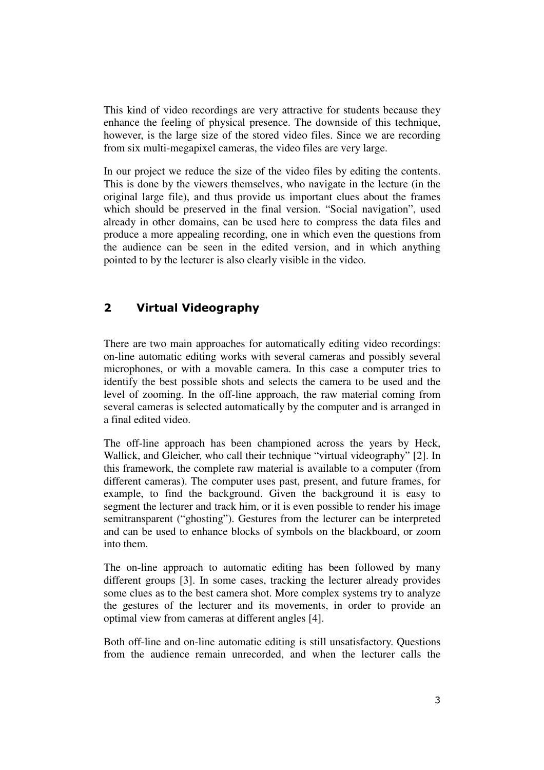This kind of video recordings are very attractive for students because they enhance the feeling of physical presence. The downside of this technique, however, is the large size of the stored video files. Since we are recording from six multi-megapixel cameras, the video files are very large.

In our project we reduce the size of the video files by editing the contents. This is done by the viewers themselves, who navigate in the lecture (in the original large file), and thus provide us important clues about the frames which should be preserved in the final version. "Social navigation", used already in other domains, can be used here to compress the data files and produce a more appealing recording, one in which even the questions from the audience can be seen in the edited version, and in which anything pointed to by the lecturer is also clearly visible in the video.

## 2 Virtual Videography

There are two main approaches for automatically editing video recordings: on-line automatic editing works with several cameras and possibly several microphones, or with a movable camera. In this case a computer tries to identify the best possible shots and selects the camera to be used and the level of zooming. In the off-line approach, the raw material coming from several cameras is selected automatically by the computer and is arranged in a final edited video.

The off-line approach has been championed across the years by Heck, Wallick, and Gleicher, who call their technique "virtual videography" [2]. In this framework, the complete raw material is available to a computer (from different cameras). The computer uses past, present, and future frames, for example, to find the background. Given the background it is easy to segment the lecturer and track him, or it is even possible to render his image semitransparent ("ghosting"). Gestures from the lecturer can be interpreted and can be used to enhance blocks of symbols on the blackboard, or zoom into them.

The on-line approach to automatic editing has been followed by many different groups [3]. In some cases, tracking the lecturer already provides some clues as to the best camera shot. More complex systems try to analyze the gestures of the lecturer and its movements, in order to provide an optimal view from cameras at different angles [4].

Both off-line and on-line automatic editing is still unsatisfactory. Questions from the audience remain unrecorded, and when the lecturer calls the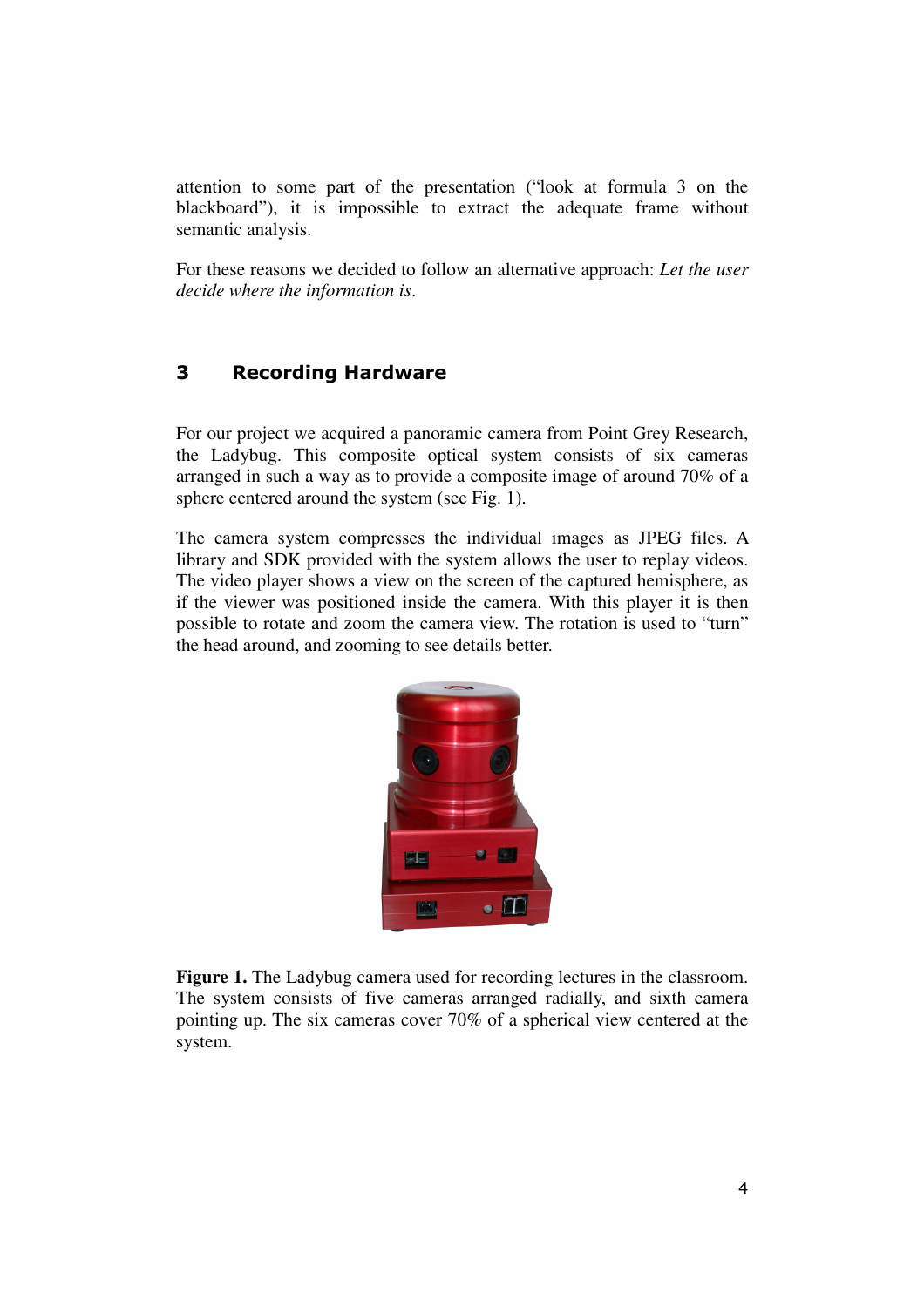attention to some part of the presentation ("look at formula 3 on the blackboard"), it is impossible to extract the adequate frame without semantic analysis.

For these reasons we decided to follow an alternative approach: *Let the user decide where the information is*.

## 3 Recording Hardware

For our project we acquired a panoramic camera from Point Grey Research, the Ladybug. This composite optical system consists of six cameras arranged in such a way as to provide a composite image of around 70% of a sphere centered around the system (see Fig. 1).

The camera system compresses the individual images as JPEG files. A library and SDK provided with the system allows the user to replay videos. The video player shows a view on the screen of the captured hemisphere, as if the viewer was positioned inside the camera. With this player it is then possible to rotate and zoom the camera view. The rotation is used to "turn" the head around, and zooming to see details better.

**Figure 1.** The Ladybug camera used for recording lectures in the classroom. The system consists of five cameras arranged radially, and sixth camera pointing up. The six cameras cover 70% of a spherical view centered at the system.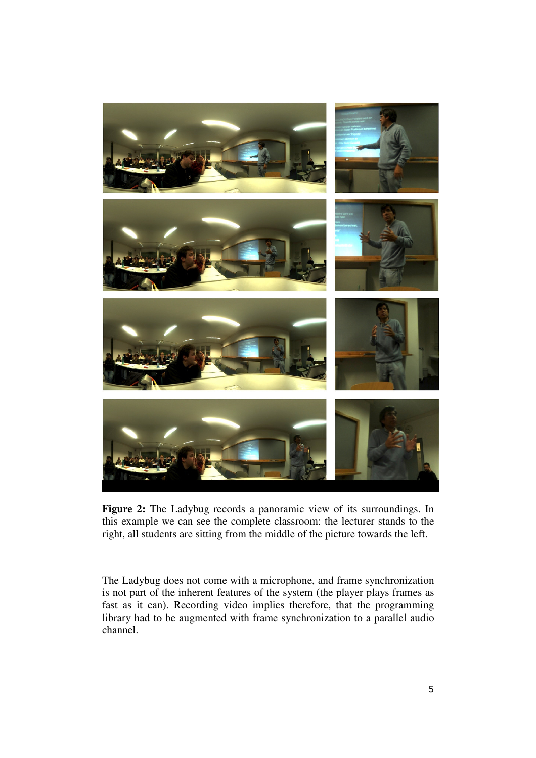**Figure 2:** The Ladybug records a panoramic view of its surroundings. In this example we can see the complete classroom: the lecturer stands to the right, all students are sitting from the middle of the picture towards the left.

The Ladybug does not come with a microphone, and frame synchronization is not part of the inherent features of the system (the player plays frames as fast as it can). Recording video implies therefore, that the programming library had to be augmented with frame synchronization to a parallel audio channel.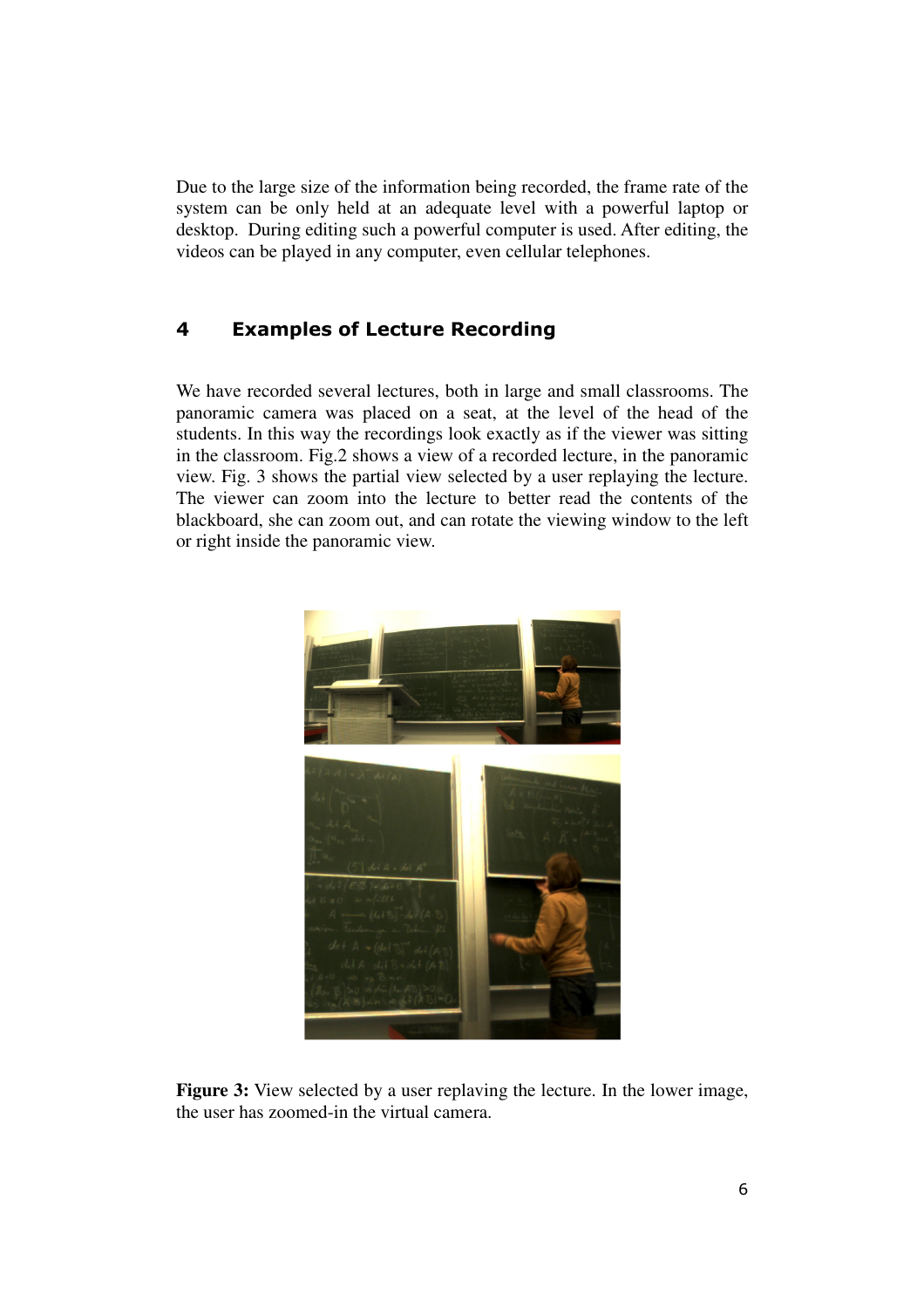Due to the large size of the information being recorded, the frame rate of the system can be only held at an adequate level with a powerful laptop or desktop. During editing such a powerful computer is used. After editing, the videos can be played in any computer, even cellular telephones.

## 4 Examples of Lecture Recording

We have recorded several lectures, both in large and small classrooms. The panoramic camera was placed on a seat, at the level of the head of the students. In this way the recordings look exactly as if the viewer was sitting in the classroom. Fig.2 shows a view of a recorded lecture, in the panoramic view. Fig. 3 shows the partial view selected by a user replaying the lecture. The viewer can zoom into the lecture to better read the contents of the blackboard, she can zoom out, and can rotate the viewing window to the left or right inside the panoramic view.

**Figure 3:** View selected by a user replaying the lecture. In the lower image, the user has zoomed-in the virtual camera.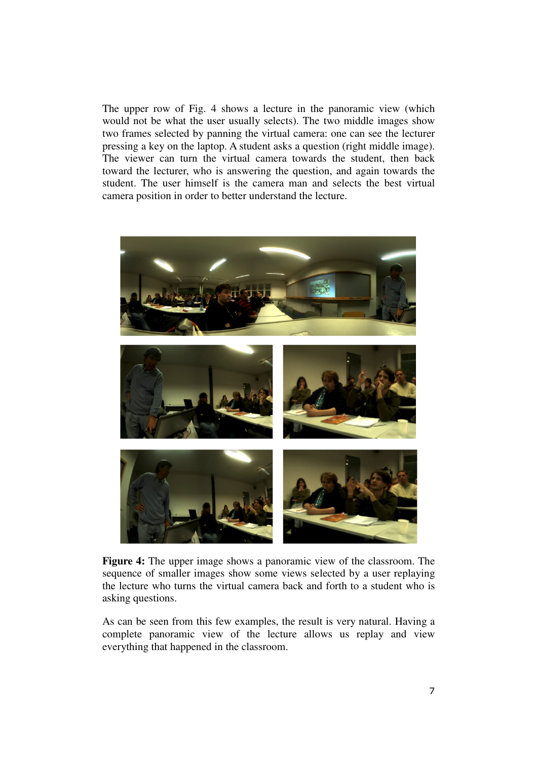The upper row of Fig. 4 shows a lecture in the panoramic view (which would not be what the user usually selects). The two middle images show two frames selected by panning the virtual camera: one can see the lecturer pressing a key on the laptop. A student asks a question (right middle image). The viewer can turn the virtual camera towards the student, then back toward the lecturer, who is answering the question, and again towards the student. The user himself is the camera man and selects the best virtual camera position in order to better understand the lecture.

**Figure 4:** The upper image shows a panoramic view of the classroom. The sequence of smaller images show some views selected by a user replaying the lecture who turns the virtual camera back and forth to a student who is asking questions.

As can be seen from this few examples, the result is very natural. Having a complete panoramic view of the lecture allows us replay and view everything that happened in the classroom.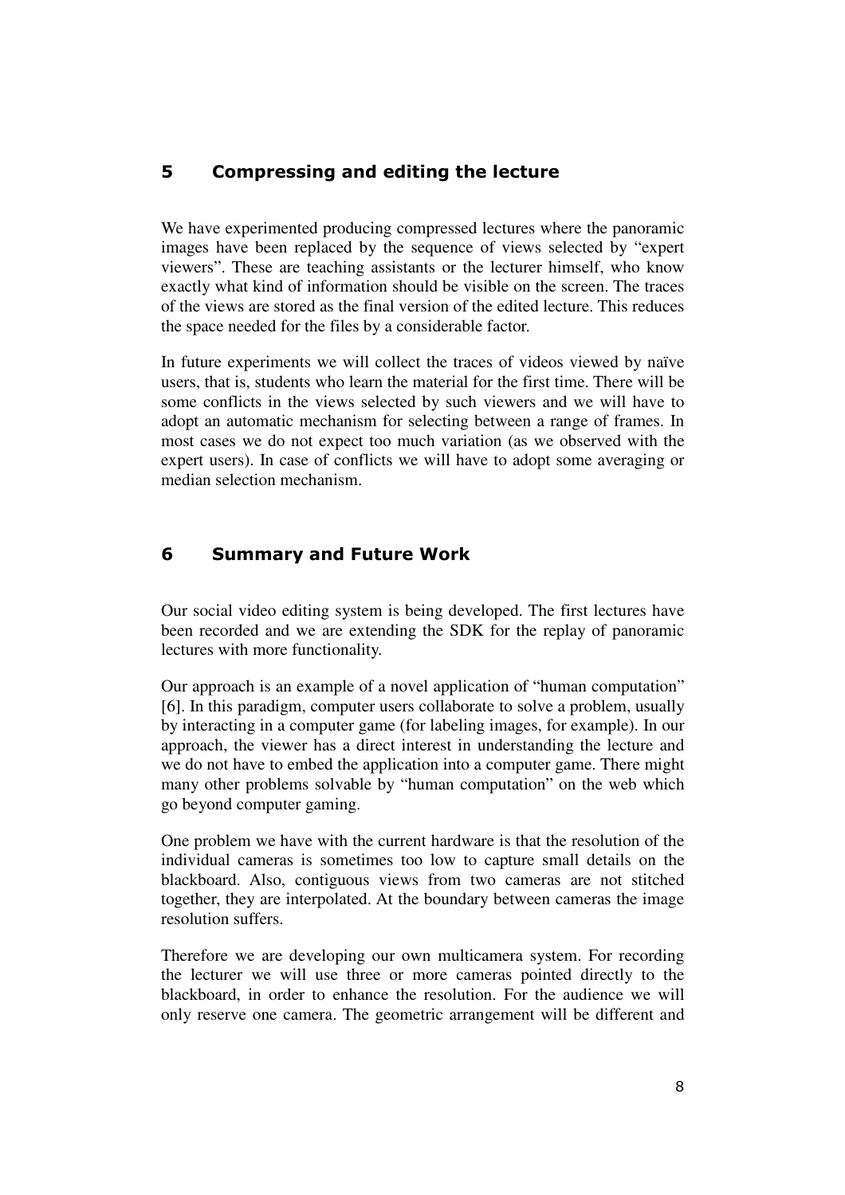## 5 Compressing and editing the lecture

We have experimented producing compressed lectures where the panoramic images have been replaced by the sequence of views selected by "expert viewers". These are teaching assistants or the lecturer himself, who know exactly what kind of information should be visible on the screen. The traces of the views are stored as the final version of the edited lecture. This reduces the space needed for the files by a considerable factor.

In future experiments we will collect the traces of videos viewed by naïve users, that is, students who learn the material for the first time. There will be some conflicts in the views selected by such viewers and we will have to adopt an automatic mechanism for selecting between a range of frames. In most cases we do not expect too much variation (as we observed with the expert users). In case of conflicts we will have to adopt some averaging or median selection mechanism.

## 6 Summary and Future Work

Our social video editing system is being developed. The first lectures have been recorded and we are extending the SDK for the replay of panoramic lectures with more functionality.

Our approach is an example of a novel application of "human computation" [6]. In this paradigm, computer users collaborate to solve a problem, usually by interacting in a computer game (for labeling images, for example). In our approach, the viewer has a direct interest in understanding the lecture and we do not have to embed the application into a computer game. There might many other problems solvable by "human computation" on the web which go beyond computer gaming.

One problem we have with the current hardware is that the resolution of the individual cameras is sometimes too low to capture small details on the blackboard. Also, contiguous views from two cameras are not stitched together, they are interpolated. At the boundary between cameras the image resolution suffers.

Therefore we are developing our own multicamera system. For recording the lecturer we will use three or more cameras pointed directly to the blackboard, in order to enhance the resolution. For the audience we will only reserve one camera. The geometric arrangement will be different and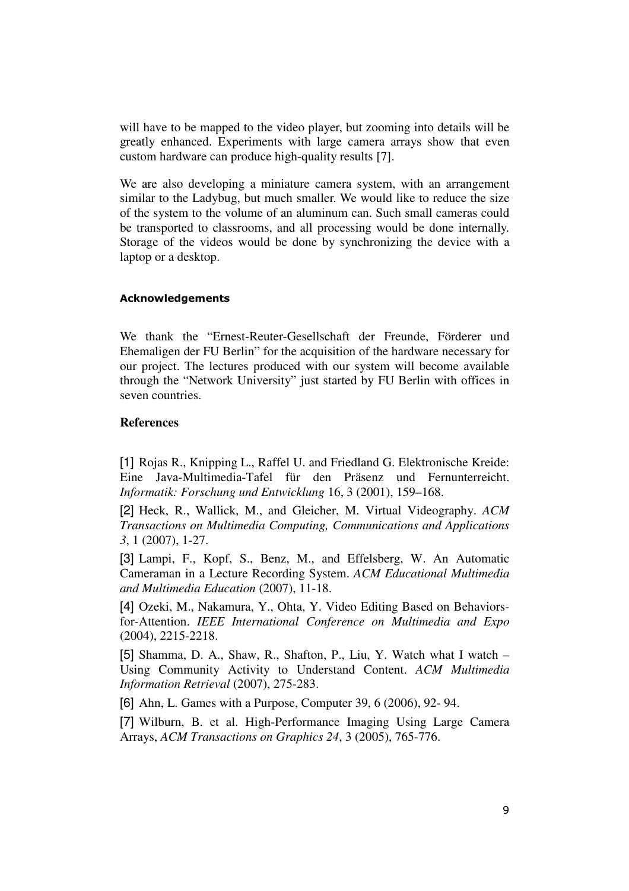will have to be mapped to the video player, but zooming into details will be greatly enhanced. Experiments with large camera arrays show that even custom hardware can produce high-quality results [7].

We are also developing a miniature camera system, with an arrangement similar to the Ladybug, but much smaller. We would like to reduce the size of the system to the volume of an aluminum can. Such small cameras could be transported to classrooms, and all processing would be done internally. Storage of the videos would be done by synchronizing the device with a laptop or a desktop.

#### Acknowledgements

We thank the "Ernest-Reuter-Gesellschaft der Freunde, Förderer und Ehemaligen der FU Berlin" for the acquisition of the hardware necessary for our project. The lectures produced with our system will become available through the "Network University" just started by FU Berlin with offices in seven countries.

### References

[1] Rojas R., Knipping L., Raffel U. and Friedland G. Elektronische Kreide: Eine Java-Multimedia-Tafel für den Präsenz und Fernunterreicht. *Informatik: Forschung und Entwicklung* 16, 3 (2001), 159–168.

[2] Heck, R., Wallick, M., and Gleicher, M. Virtual Videography. *ACM Transactions on Multimedia Computing, Communications and Applications 3*, 1 (2007), 1-27.

[3] Lampi, F., Kopf, S., Benz, M., and Effelsberg, W. An Automatic Cameraman in a Lecture Recording System. *ACM Educational Multimedia and Multimedia Education* (2007), 11-18.

[4] Ozeki, M., Nakamura, Y., Ohta, Y. Video Editing Based on Behaviors-for-Attention. *IEEE International Conference on Multimedia and Expo* (2004), 2215-2218.

[5] Shamma, D. A., Shaw, R., Shafton, P., Liu, Y. Watch what I watch – Using Community Activity to Understand Content. *ACM Multimedia Information Retrieval* (2007), 275-283.

[6] Ahn, L. Games with a Purpose, Computer 39, 6 (2006), 92- 94.

[7] Wilburn, B. et al. High-Performance Imaging Using Large Camera Arrays, *ACM Transactions on Graphics 24*, 3 (2005), 765-776.